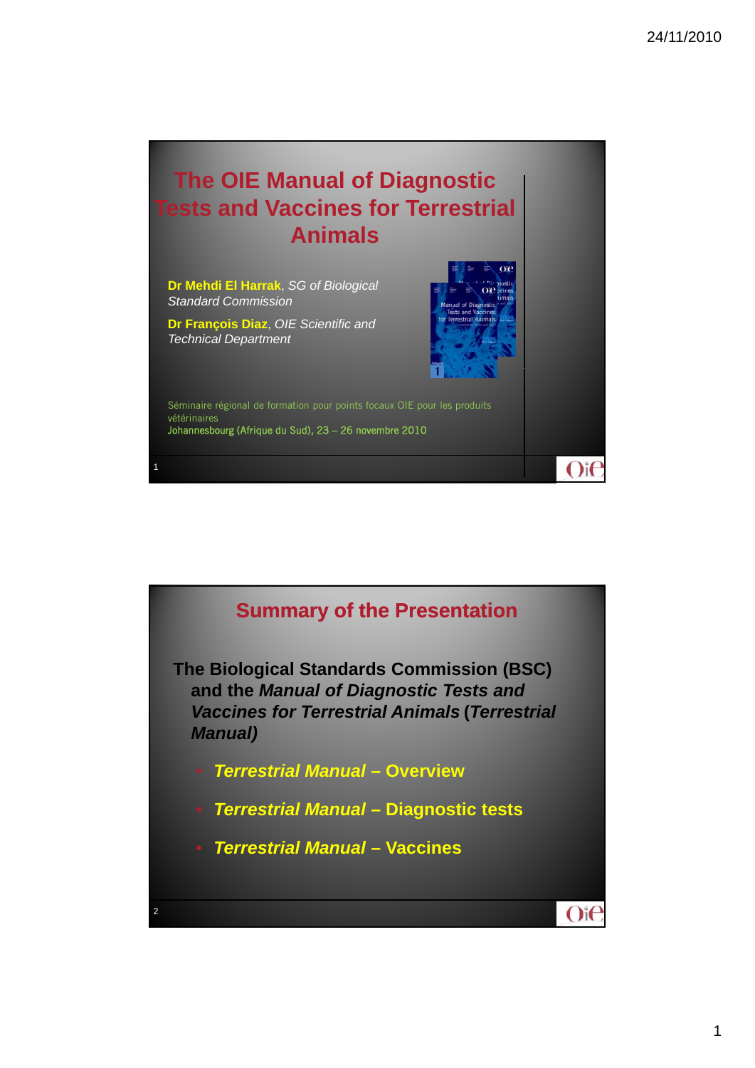# The OIE Manual of Diagnostic Tests and Vaccines for Terrestrial Animals

**Dr Mehdi El Harrak**, *SG of Biological Standard Commission*

**Dr François Diaz**, *OIE Scientific and Technical Department*

Séminaire régional de formation pour points focaux OIE pour les produits vétérinaires
Johannesbourg (Afrique du Sud), 23 – 26 novembre 2010

## Summary of the Presentation

**The Biological Standards Commission (BSC) and the *Manual of Diagnostic Tests and Vaccines for Terrestrial Animals* (*Terrestrial Manual)***

- ***Terrestrial Manual* – Overview**
- ***Terrestrial Manual* – Diagnostic tests**
- ***Terrestrial Manual* – Vaccines**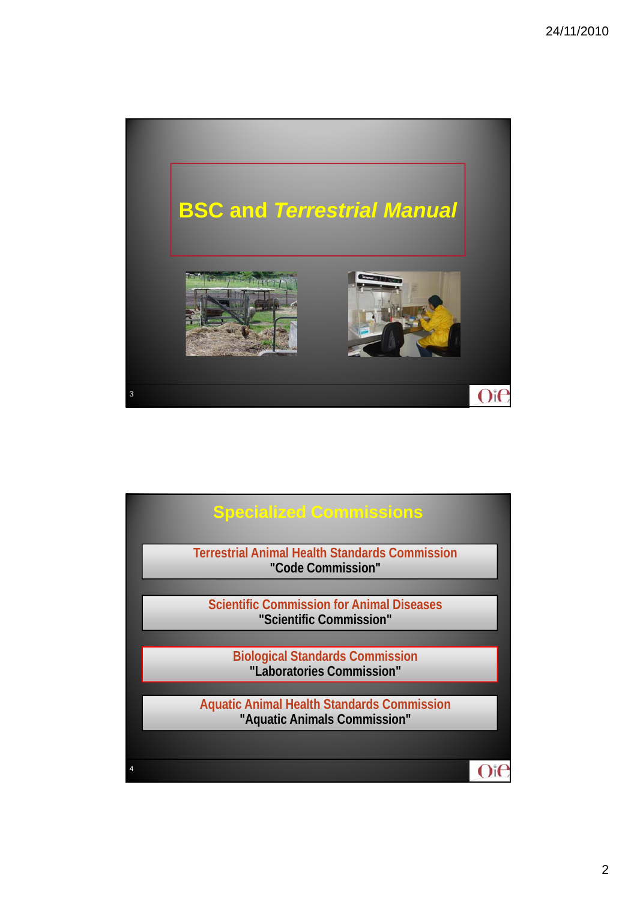## BSC and *Terrestrial Manual*

## Specialized Commissions

Terrestrial Animal Health Standards Commission
"Code Commission"

Scientific Commission for Animal Diseases
"Scientific Commission"

Biological Standards Commission
"Laboratories Commission"

Aquatic Animal Health Standards Commission
"Aquatic Animals Commission"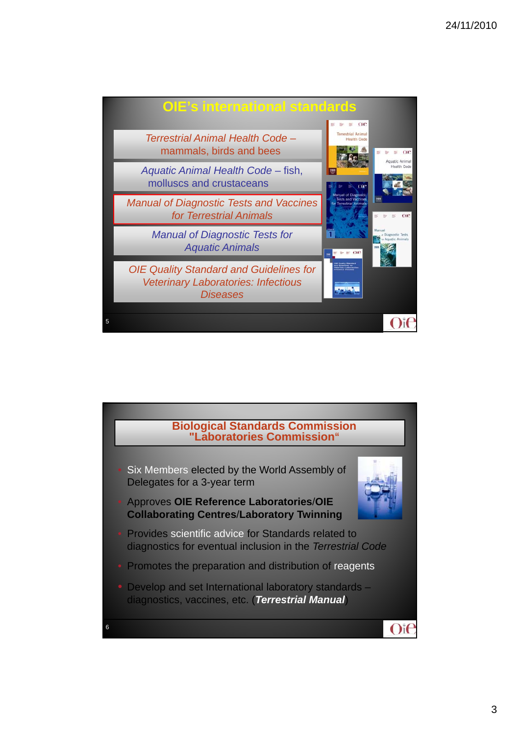## OIE's international standards

- *Terrestrial Animal Health Code* – mammals, birds and bees
- *Aquatic Animal Health Code* – fish, molluscs and crustaceans
- *Manual of Diagnostic Tests and Vaccines for Terrestrial Animals*
- *Manual of Diagnostic Tests for Aquatic Animals*
- *OIE Quality Standard and Guidelines for Veterinary Laboratories: Infectious Diseases*

## Biological Standards Commission "Laboratories Commission"

- Six Members elected by the World Assembly of Delegates for a 3-year term
- Approves **OIE Reference Laboratories**/**OIE Collaborating Centres**/**Laboratory Twinning**
- Provides scientific advice for Standards related to diagnostics for eventual inclusion in the *Terrestrial Code*
- Promotes the preparation and distribution of reagents
- Develop and set International laboratory standards – diagnostics, vaccines, etc. (***Terrestrial Manual***)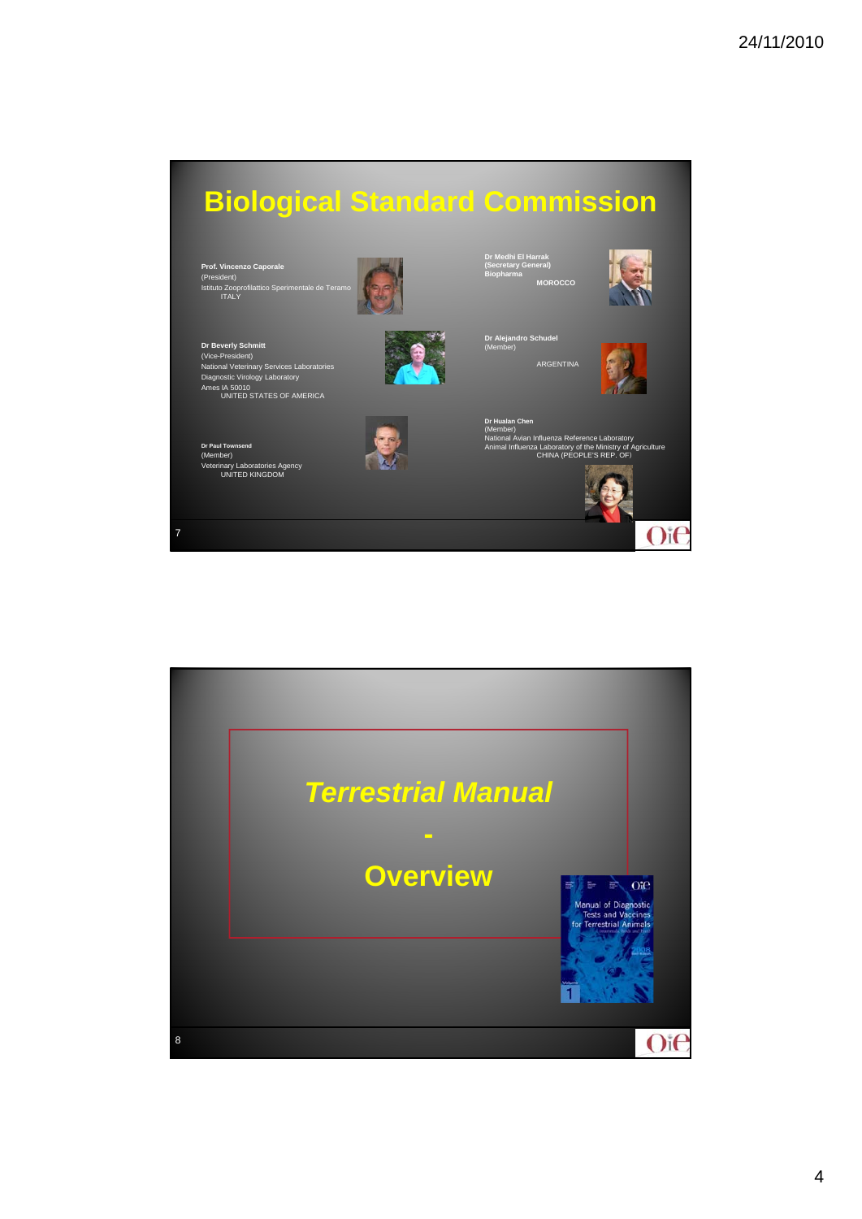# Biological Standard Commission

**Prof. Vincenzo Caporale**
(President)
Istituto Zooprofilattico Sperimentale de Teramo
ITALY

**Dr Medhi El Harrak**
**(Secretary General)**
**Biopharma**
**MOROCCO**

**Dr Beverly Schmitt**
(Vice-President)
National Veterinary Services Laboratories
Diagnostic Virology Laboratory
Ames IA 50010
UNITED STATES OF AMERICA

**Dr Alejandro Schudel**
(Member)
ARGENTINA

**Dr Paul Townsend**
(Member)
Veterinary Laboratories Agency
UNITED KINGDOM

**Dr Hualan Chen**
(Member)
National Avian Influenza Reference Laboratory
Animal Influenza Laboratory of the Ministry of Agriculture
CHINA (PEOPLE'S REP. OF)

# *Terrestrial Manual* - Overview

Manual of Diagnostic Tests and Vaccines for Terrestrial Animals
2008
Volume 1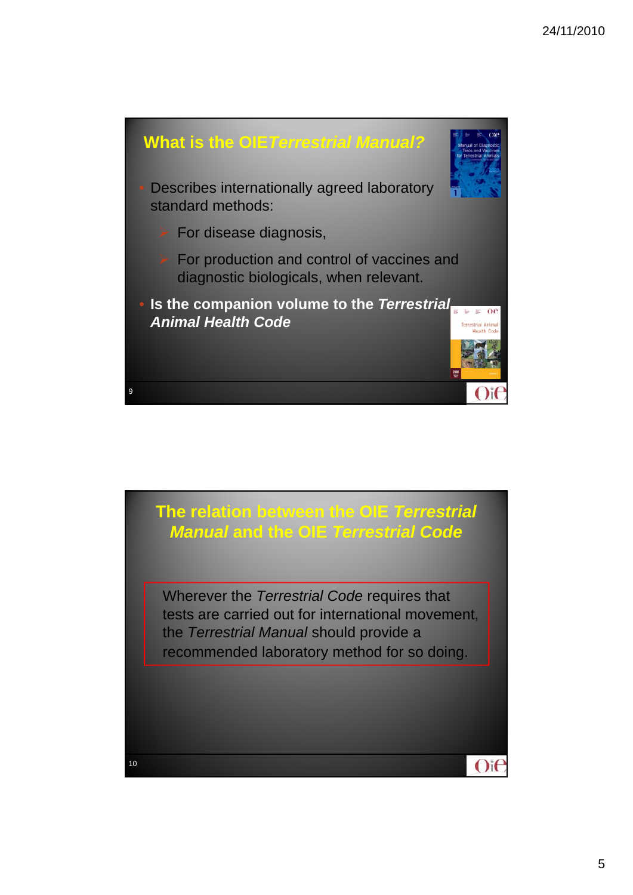## What is the OIE *Terrestrial Manual?*

- Describes internationally agreed laboratory standard methods:
  - For disease diagnosis,
  - For production and control of vaccines and diagnostic biologicals, when relevant.
- **Is the companion volume to the *Terrestrial Animal Health Code***

## The relation between the OIE *Terrestrial Manual* and the OIE *Terrestrial Code*

Wherever the *Terrestrial Code* requires that tests are carried out for international movement, the *Terrestrial Manual* should provide a recommended laboratory method for so doing.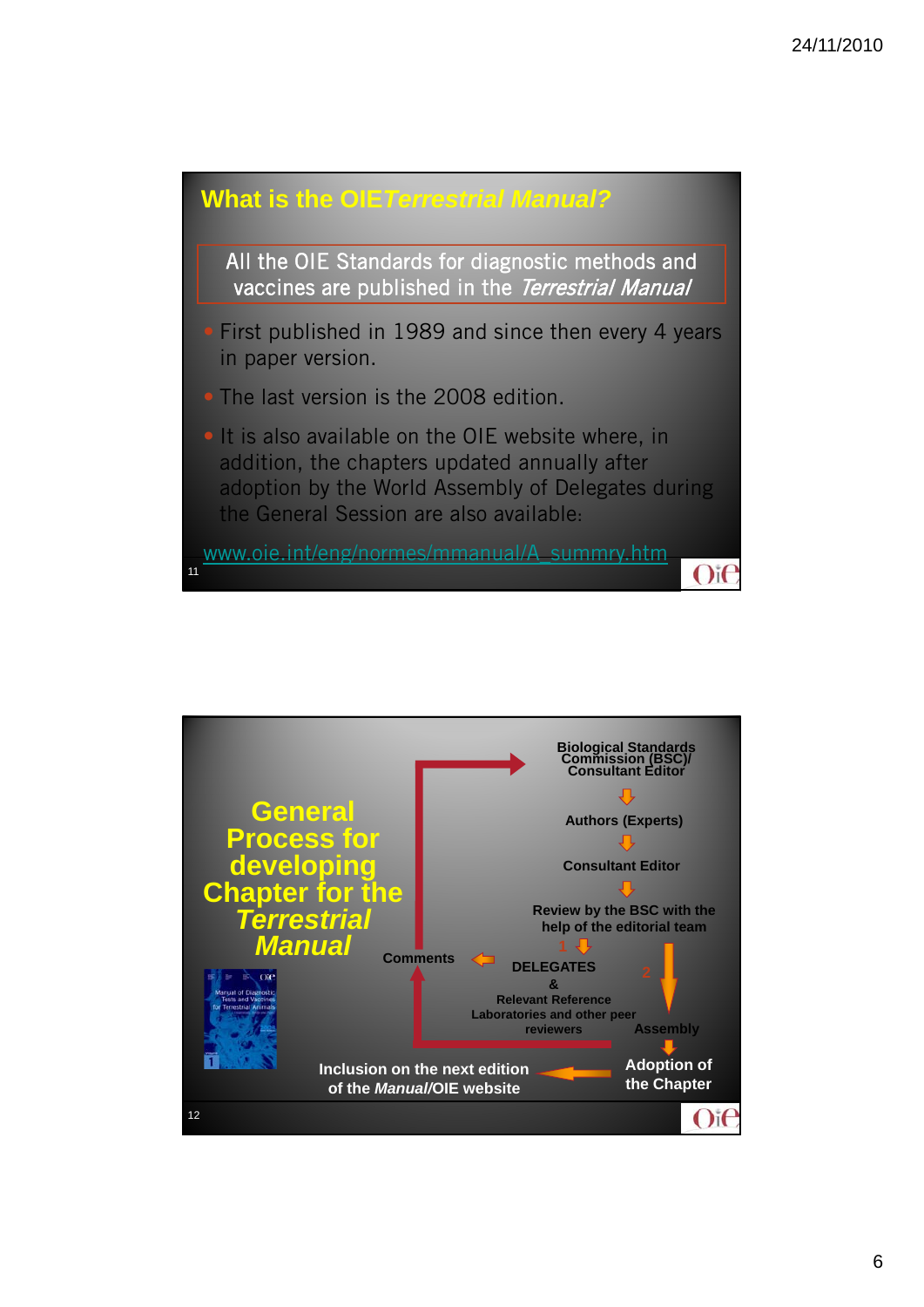## What is the OIE *Terrestrial Manual?*

All the OIE Standards for diagnostic methods and vaccines are published in the *Terrestrial Manual*

- First published in 1989 and since then every 4 years in paper version.
- The last version is the 2008 edition.
- It is also available on the OIE website where, in addition, the chapters updated annually after adoption by the World Assembly of Delegates during the General Session are also available:

www.oie.int/eng/normes/mmanual/A_summry.htm

## General Process for developing Chapter for the *Terrestrial Manual*

Biological Standards Commission (BSC)/ Consultant Editor

↓

Authors (Experts)

↓

Consultant Editor

↓

Review by the BSC with the help of the editorial team

↓ 1

DELEGATES & Relevant Reference Laboratories and other peer reviewers → Comments (returned to the Biological Standards Commission (BSC)/ Consultant Editor)

↓ 2

Assembly

↓

Adoption of the Chapter

→ Inclusion on the next edition of the *Manual*/OIE website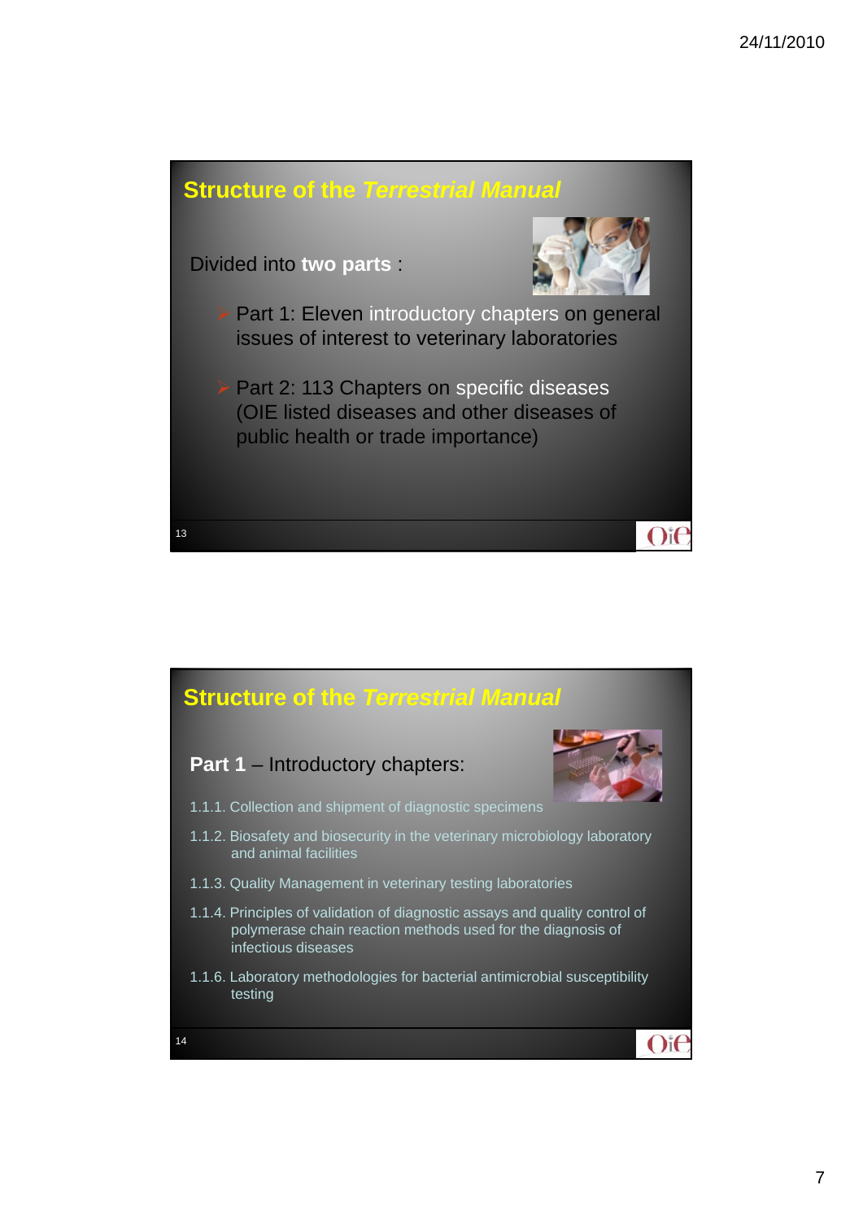## Structure of the *Terrestrial Manual*

Divided into **two parts** :

- Part 1: Eleven introductory chapters on general issues of interest to veterinary laboratories
- Part 2: 113 Chapters on specific diseases (OIE listed diseases and other diseases of public health or trade importance)

## Structure of the *Terrestrial Manual*

**Part 1** – Introductory chapters:

1.1.1. Collection and shipment of diagnostic specimens

1.1.2. Biosafety and biosecurity in the veterinary microbiology laboratory and animal facilities

1.1.3. Quality Management in veterinary testing laboratories

1.1.4. Principles of validation of diagnostic assays and quality control of polymerase chain reaction methods used for the diagnosis of infectious diseases

1.1.6. Laboratory methodologies for bacterial antimicrobial susceptibility testing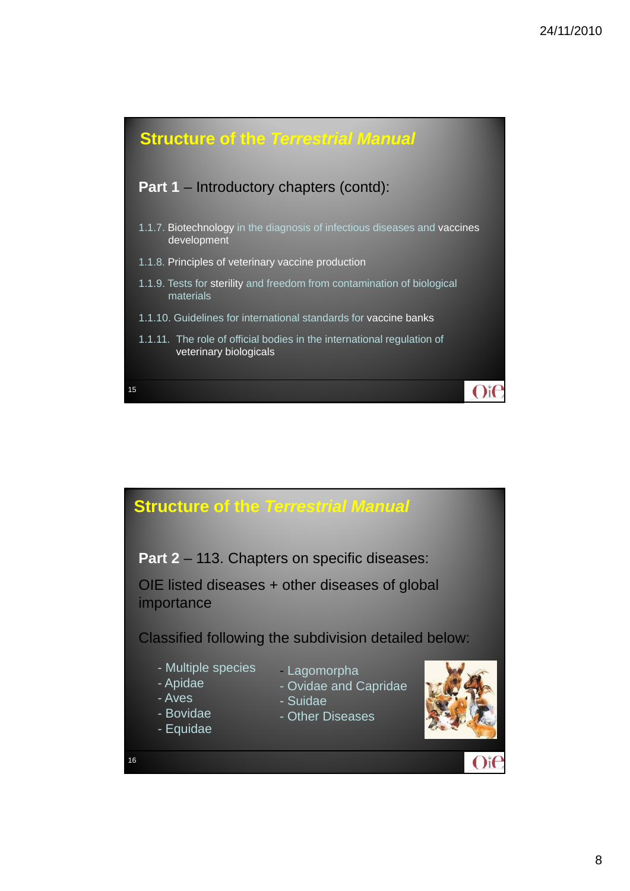## Structure of the *Terrestrial Manual*

**Part 1** – Introductory chapters (contd):

- 1.1.7. Biotechnology in the diagnosis of infectious diseases and vaccines development
- 1.1.8. Principles of veterinary vaccine production
- 1.1.9. Tests for sterility and freedom from contamination of biological materials
- 1.1.10. Guidelines for international standards for vaccine banks
- 1.1.11. The role of official bodies in the international regulation of veterinary biologicals

## Structure of the *Terrestrial Manual*

**Part 2** – 113. Chapters on specific diseases:

OIE listed diseases + other diseases of global importance

Classified following the subdivision detailed below:

- Multiple species
- Apidae
- Aves
- Bovidae
- Equidae
- Lagomorpha
- Ovidae and Capridae
- Suidae
- Other Diseases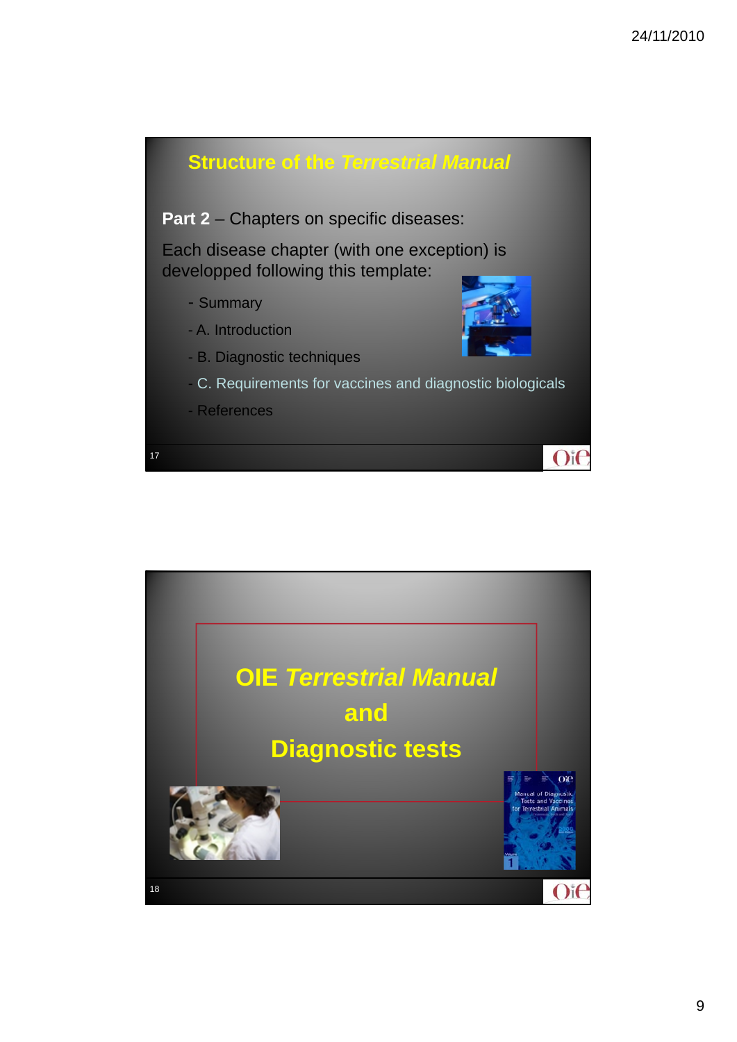## Structure of the *Terrestrial Manual*

**Part 2** – Chapters on specific diseases:

Each disease chapter (with one exception) is developped following this template:

- Summary
- A. Introduction
- B. Diagnostic techniques
- C. Requirements for vaccines and diagnostic biologicals
- References

## OIE *Terrestrial Manual* and Diagnostic tests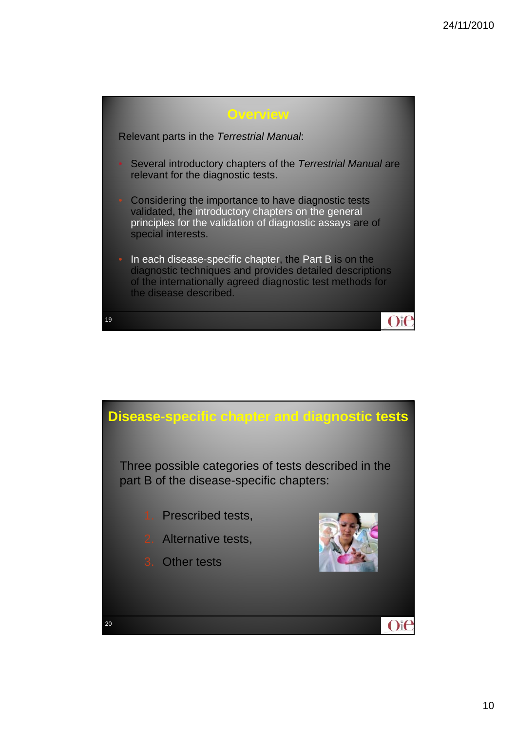## Overview

Relevant parts in the *Terrestrial Manual*:

- Several introductory chapters of the *Terrestrial Manual* are relevant for the diagnostic tests.
- Considering the importance to have diagnostic tests validated, the introductory chapters on the general principles for the validation of diagnostic assays are of special interests.
- In each disease-specific chapter, the Part B is on the diagnostic techniques and provides detailed descriptions of the internationally agreed diagnostic test methods for the disease described.

## Disease-specific chapter and diagnostic tests

Three possible categories of tests described in the part B of the disease-specific chapters:

1. Prescribed tests,
2. Alternative tests,
3. Other tests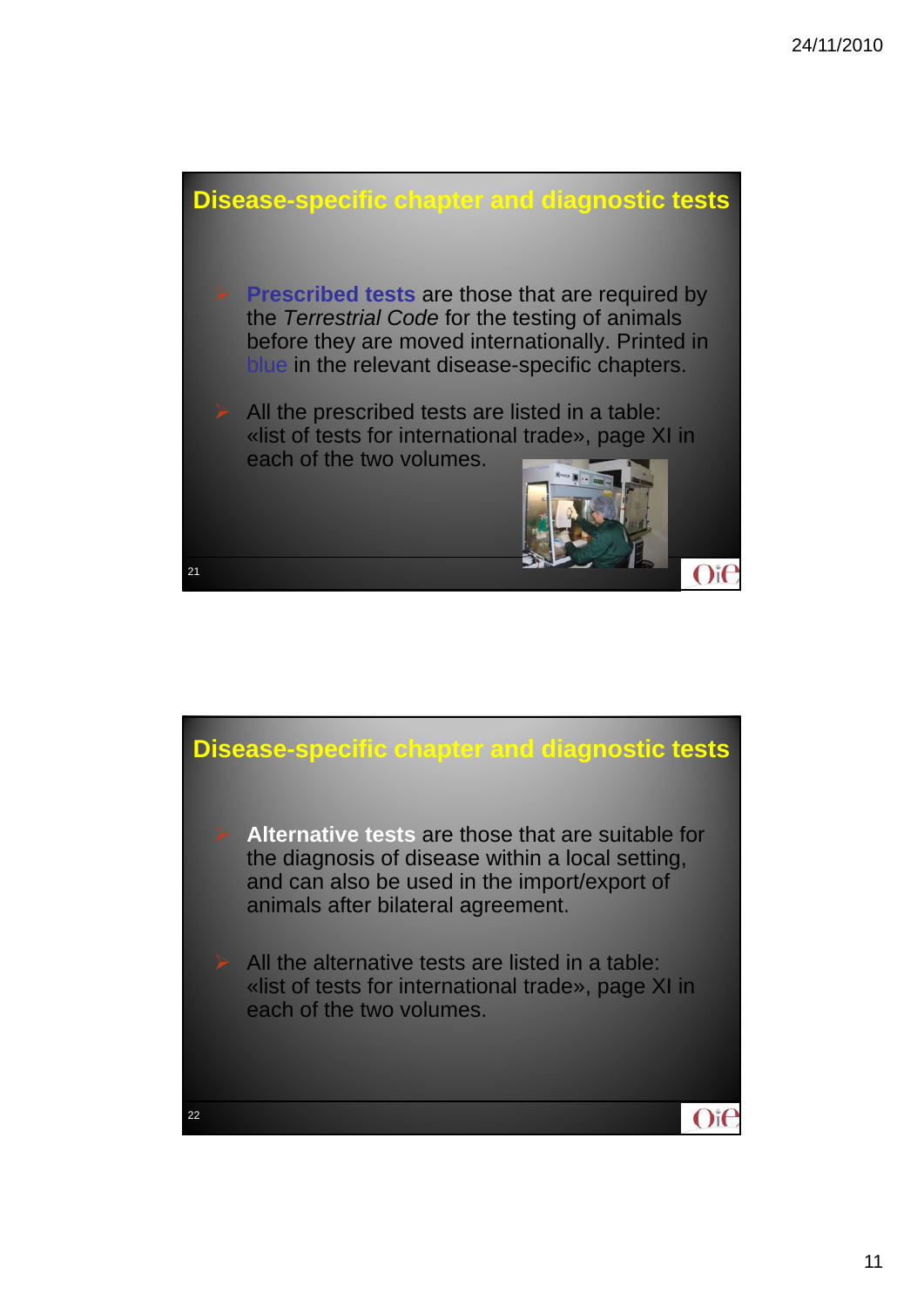## Disease-specific chapter and diagnostic tests

- **Prescribed tests** are those that are required by the *Terrestrial Code* for the testing of animals before they are moved internationally. Printed in blue in the relevant disease-specific chapters.
- All the prescribed tests are listed in a table: «list of tests for international trade», page XI in each of the two volumes.

## Disease-specific chapter and diagnostic tests

- **Alternative tests** are those that are suitable for the diagnosis of disease within a local setting, and can also be used in the import/export of animals after bilateral agreement.
- All the alternative tests are listed in a table: «list of tests for international trade», page XI in each of the two volumes.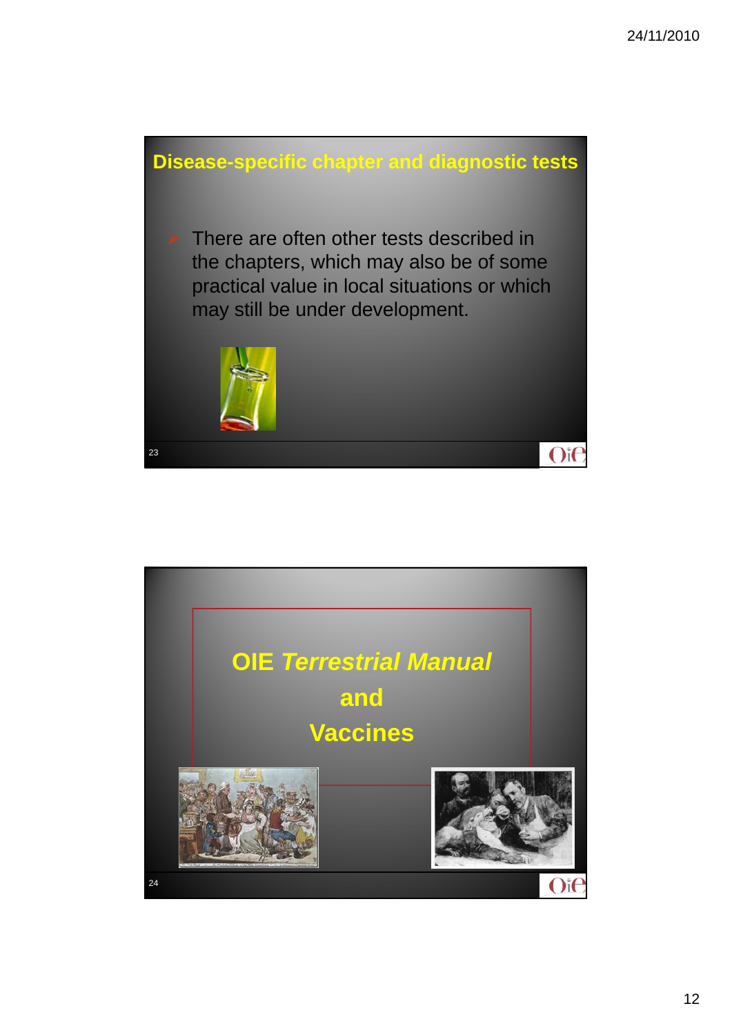## Disease-specific chapter and diagnostic tests

- There are often other tests described in the chapters, which may also be of some practical value in local situations or which may still be under development.

## OIE *Terrestrial Manual* and Vaccines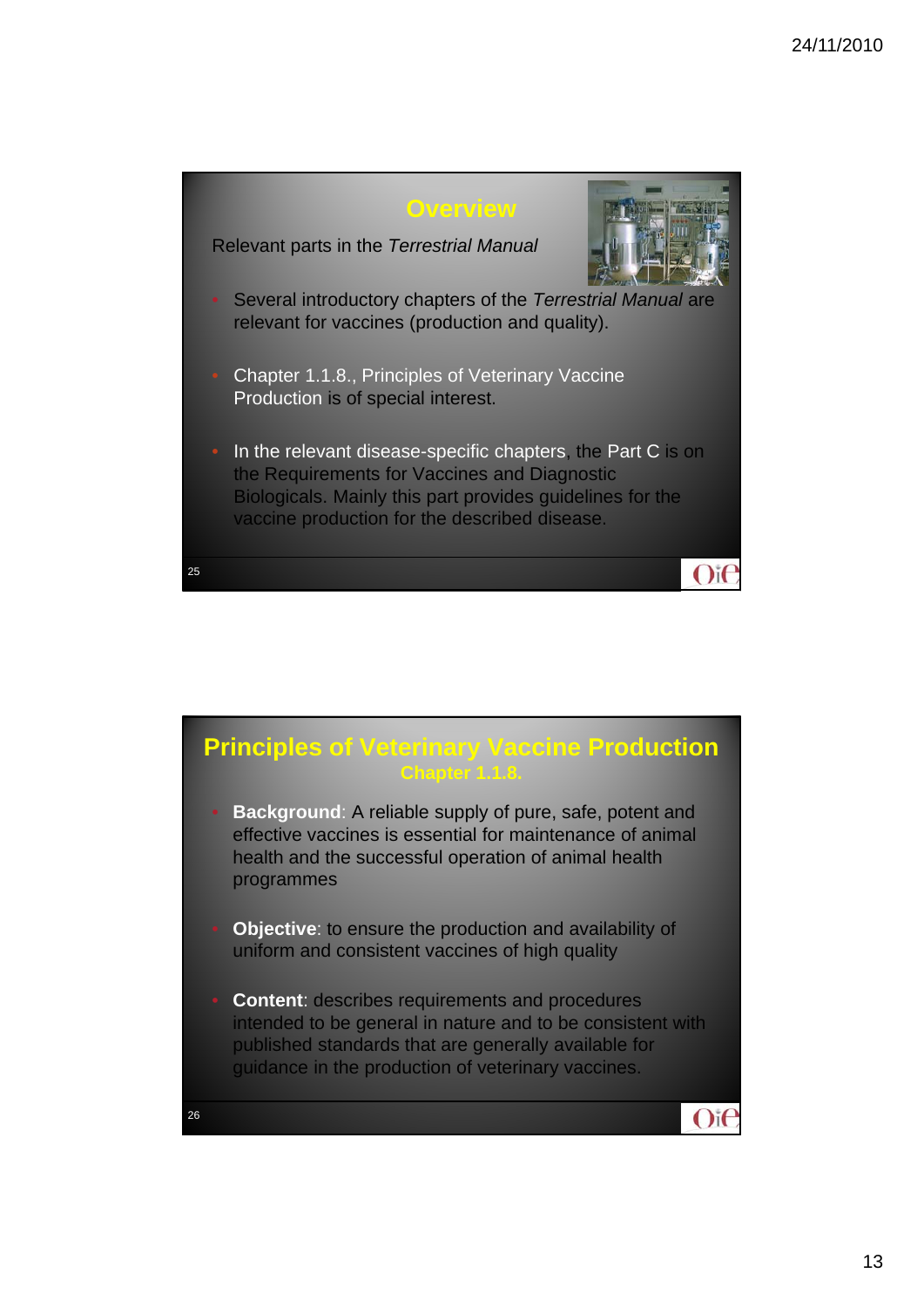## Overview

Relevant parts in the *Terrestrial Manual*

- Several introductory chapters of the *Terrestrial Manual* are relevant for vaccines (production and quality).
- Chapter 1.1.8., Principles of Veterinary Vaccine Production is of special interest.
- In the relevant disease-specific chapters, the Part C is on the Requirements for Vaccines and Diagnostic Biologicals. Mainly this part provides guidelines for the vaccine production for the described disease.

## Principles of Veterinary Vaccine Production

### Chapter 1.1.8.

- **Background**: A reliable supply of pure, safe, potent and effective vaccines is essential for maintenance of animal health and the successful operation of animal health programmes
- **Objective**: to ensure the production and availability of uniform and consistent vaccines of high quality
- **Content**: describes requirements and procedures intended to be general in nature and to be consistent with published standards that are generally available for guidance in the production of veterinary vaccines.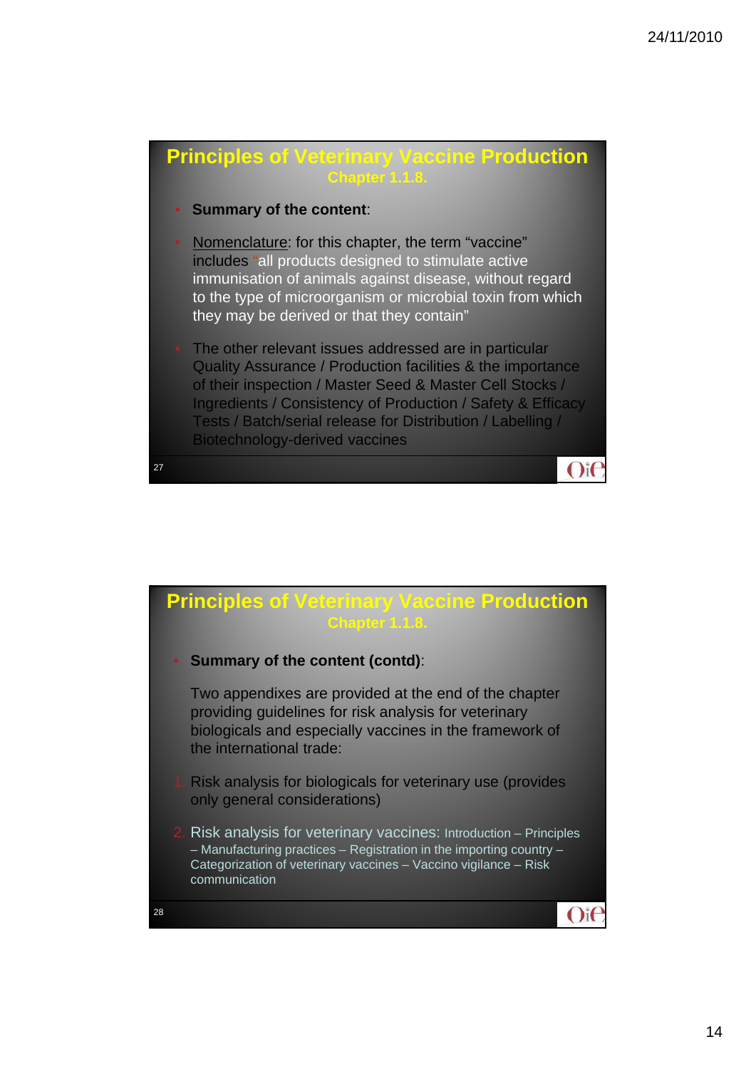## Principles of Veterinary Vaccine Production
### Chapter 1.1.8.

- **Summary of the content**:
- Nomenclature: for this chapter, the term "vaccine" includes "all products designed to stimulate active immunisation of animals against disease, without regard to the type of microorganism or microbial toxin from which they may be derived or that they contain"
- The other relevant issues addressed are in particular Quality Assurance / Production facilities & the importance of their inspection / Master Seed & Master Cell Stocks / Ingredients / Consistency of Production / Safety & Efficacy Tests / Batch/serial release for Distribution / Labelling / Biotechnology-derived vaccines

## Principles of Veterinary Vaccine Production
### Chapter 1.1.8.

- **Summary of the content (contd)**:

  Two appendixes are provided at the end of the chapter providing guidelines for risk analysis for veterinary biologicals and especially vaccines in the framework of the international trade:

1. Risk analysis for biologicals for veterinary use (provides only general considerations)
2. Risk analysis for veterinary vaccines: Introduction – Principles – Manufacturing practices – Registration in the importing country – Categorization of veterinary vaccines – Vaccino vigilance – Risk communication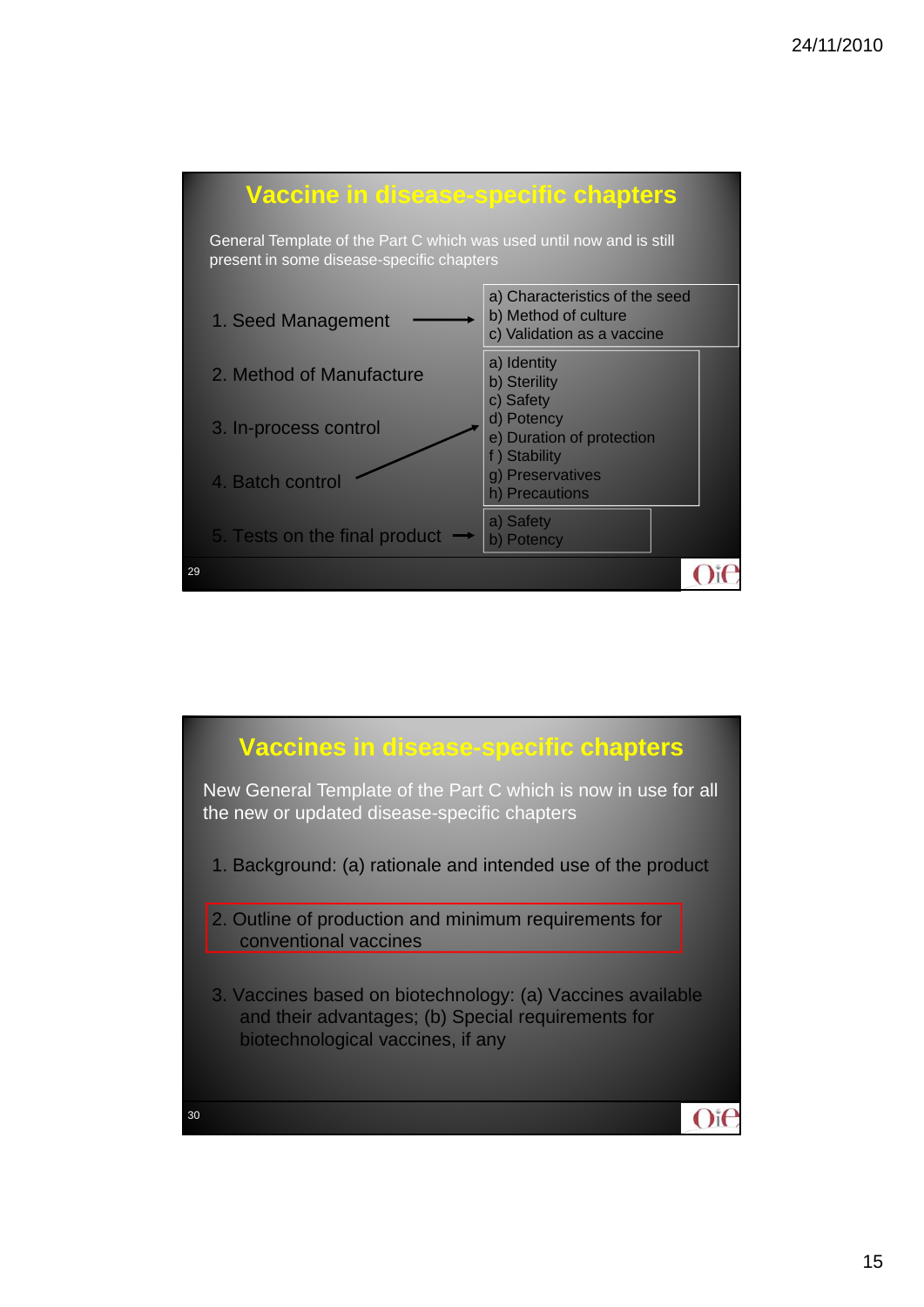## Vaccine in disease-specific chapters

General Template of the Part C which was used until now and is still present in some disease-specific chapters

1. Seed Management →
   - a) Characteristics of the seed
   - b) Method of culture
   - c) Validation as a vaccine
2. Method of Manufacture
3. In-process control
4. Batch control →
   - a) Identity
   - b) Sterility
   - c) Safety
   - d) Potency
   - e) Duration of protection
   - f ) Stability
   - g) Preservatives
   - h) Precautions
5. Tests on the final product →
   - a) Safety
   - b) Potency

## Vaccines in disease-specific chapters

New General Template of the Part C which is now in use for all the new or updated disease-specific chapters

1. Background: (a) rationale and intended use of the product
2. Outline of production and minimum requirements for conventional vaccines
3. Vaccines based on biotechnology: (a) Vaccines available and their advantages; (b) Special requirements for biotechnological vaccines, if any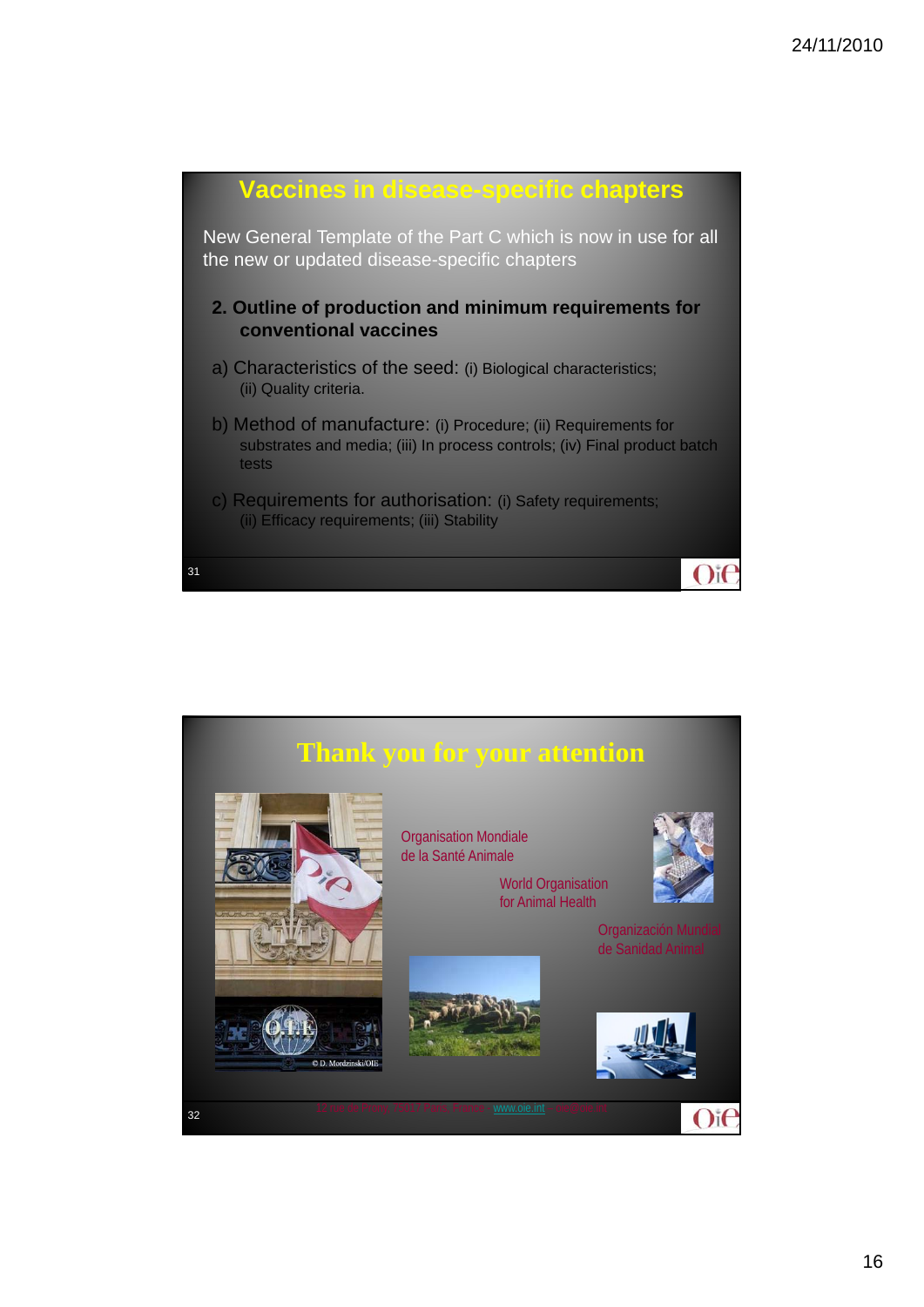## Vaccines in disease-specific chapters

New General Template of the Part C which is now in use for all the new or updated disease-specific chapters

**2. Outline of production and minimum requirements for conventional vaccines**

a) Characteristics of the seed: (i) Biological characteristics; (ii) Quality criteria.

b) Method of manufacture: (i) Procedure; (ii) Requirements for substrates and media; (iii) In process controls; (iv) Final product batch tests

c) Requirements for authorisation: (i) Safety requirements; (ii) Efficacy requirements; (iii) Stability

## Thank you for your attention

Organisation Mondiale de la Santé Animale

World Organisation for Animal Health

Organización Mundial de Sanidad Animal

© D. Mordzinski/OIE

12 rue de Prony, 75017 Paris, France - www.oie.int – oie@oie.int